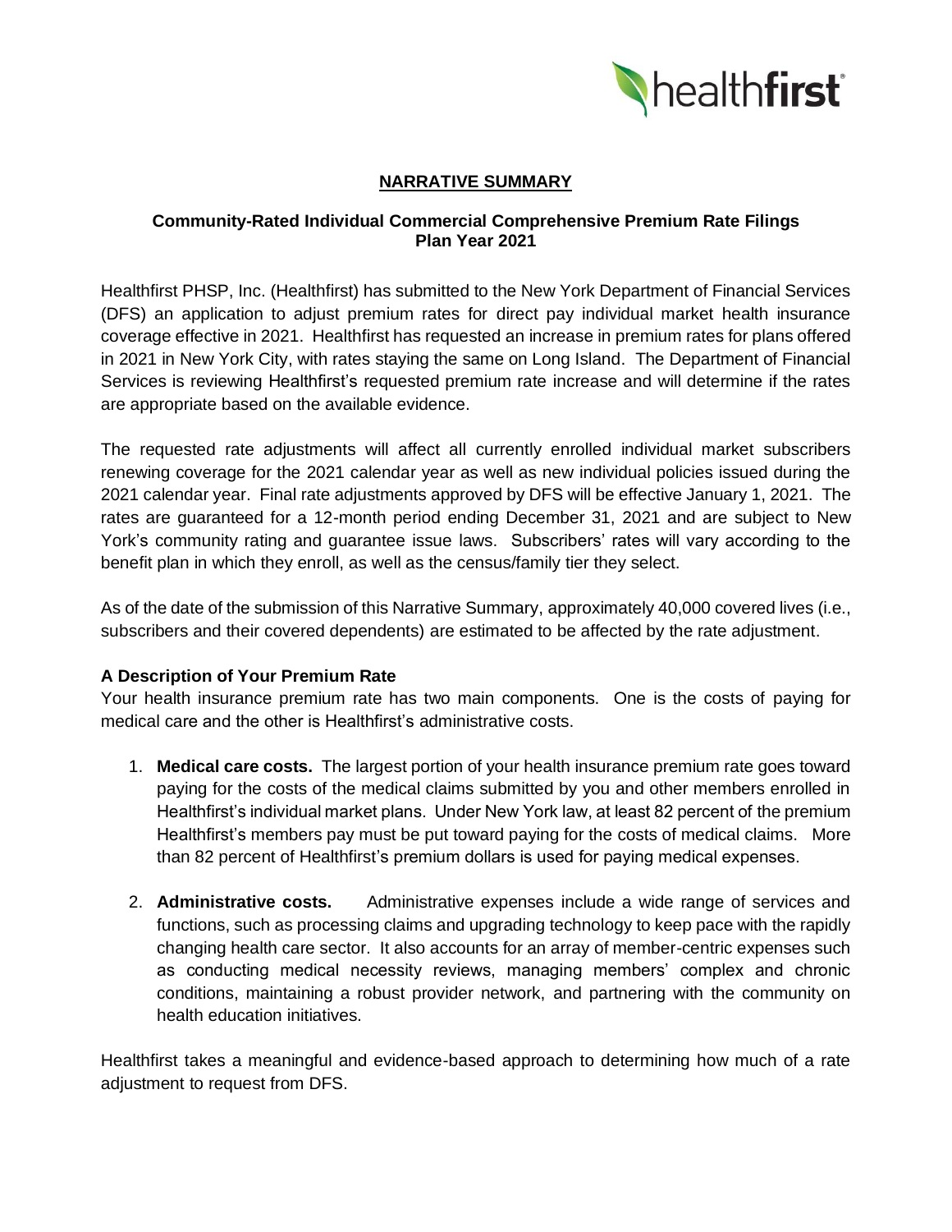healthfirst

## NARRATIVE SUMMARY

### Community-Rated Individual Commercial Comprehensive Premium Rate Filings
### Plan Year 2021

Healthfirst PHSP, Inc. (Healthfirst) has submitted to the New York Department of Financial Services (DFS) an application to adjust premium rates for direct pay individual market health insurance coverage effective in 2021. Healthfirst has requested an increase in premium rates for plans offered in 2021 in New York City, with rates staying the same on Long Island. The Department of Financial Services is reviewing Healthfirst's requested premium rate increase and will determine if the rates are appropriate based on the available evidence.

The requested rate adjustments will affect all currently enrolled individual market subscribers renewing coverage for the 2021 calendar year as well as new individual policies issued during the 2021 calendar year. Final rate adjustments approved by DFS will be effective January 1, 2021. The rates are guaranteed for a 12-month period ending December 31, 2021 and are subject to New York's community rating and guarantee issue laws. Subscribers' rates will vary according to the benefit plan in which they enroll, as well as the census/family tier they select.

As of the date of the submission of this Narrative Summary, approximately 40,000 covered lives (i.e., subscribers and their covered dependents) are estimated to be affected by the rate adjustment.

### A Description of Your Premium Rate

Your health insurance premium rate has two main components. One is the costs of paying for medical care and the other is Healthfirst's administrative costs.

1. **Medical care costs.** The largest portion of your health insurance premium rate goes toward paying for the costs of the medical claims submitted by you and other members enrolled in Healthfirst's individual market plans. Under New York law, at least 82 percent of the premium Healthfirst's members pay must be put toward paying for the costs of medical claims. More than 82 percent of Healthfirst's premium dollars is used for paying medical expenses.

2. **Administrative costs.** Administrative expenses include a wide range of services and functions, such as processing claims and upgrading technology to keep pace with the rapidly changing health care sector. It also accounts for an array of member-centric expenses such as conducting medical necessity reviews, managing members' complex and chronic conditions, maintaining a robust provider network, and partnering with the community on health education initiatives.

Healthfirst takes a meaningful and evidence-based approach to determining how much of a rate adjustment to request from DFS.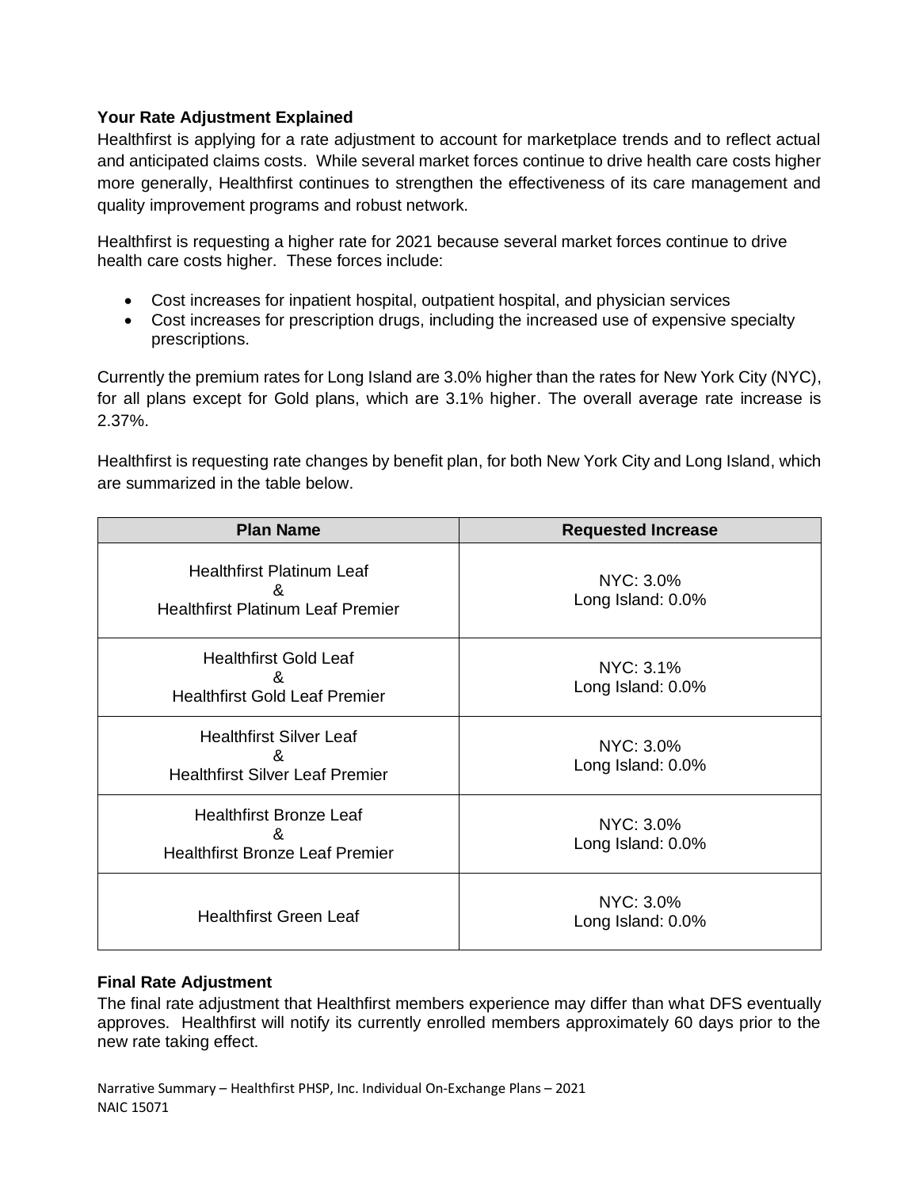### Your Rate Adjustment Explained

Healthfirst is applying for a rate adjustment to account for marketplace trends and to reflect actual and anticipated claims costs. While several market forces continue to drive health care costs higher more generally, Healthfirst continues to strengthen the effectiveness of its care management and quality improvement programs and robust network.

Healthfirst is requesting a higher rate for 2021 because several market forces continue to drive health care costs higher. These forces include:

- Cost increases for inpatient hospital, outpatient hospital, and physician services
- Cost increases for prescription drugs, including the increased use of expensive specialty prescriptions.

Currently the premium rates for Long Island are 3.0% higher than the rates for New York City (NYC), for all plans except for Gold plans, which are 3.1% higher. The overall average rate increase is 2.37%.

Healthfirst is requesting rate changes by benefit plan, for both New York City and Long Island, which are summarized in the table below.

| Plan Name | Requested Increase |
| --- | --- |
| Healthfirst Platinum Leaf & Healthfirst Platinum Leaf Premier | NYC: 3.0%<br>Long Island: 0.0% |
| Healthfirst Gold Leaf & Healthfirst Gold Leaf Premier | NYC: 3.1%<br>Long Island: 0.0% |
| Healthfirst Silver Leaf & Healthfirst Silver Leaf Premier | NYC: 3.0%<br>Long Island: 0.0% |
| Healthfirst Bronze Leaf & Healthfirst Bronze Leaf Premier | NYC: 3.0%<br>Long Island: 0.0% |
| Healthfirst Green Leaf | NYC: 3.0%<br>Long Island: 0.0% |

### Final Rate Adjustment

The final rate adjustment that Healthfirst members experience may differ than what DFS eventually approves. Healthfirst will notify its currently enrolled members approximately 60 days prior to the new rate taking effect.